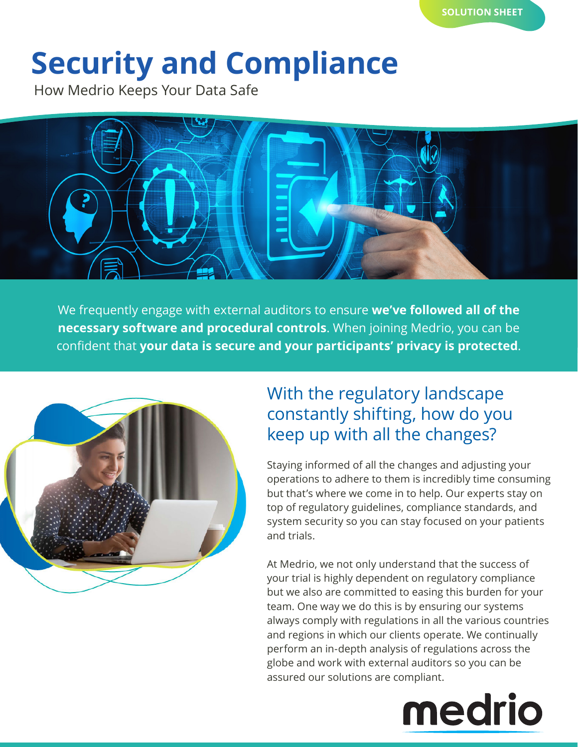SOLUTION SHEET

# Security and Compliance

How Medrio Keeps Your Data Safe

We frequently engage with external auditors to ensure **we've followed all of the necessary software and procedural controls**. When joining Medrio, you can be confident that **your data is secure and your participants' privacy is protected**.

## With the regulatory landscape constantly shifting, how do you keep up with all the changes?

Staying informed of all the changes and adjusting your operations to adhere to them is incredibly time consuming but that's where we come in to help. Our experts stay on top of regulatory guidelines, compliance standards, and system security so you can stay focused on your patients and trials.

At Medrio, we not only understand that the success of your trial is highly dependent on regulatory compliance but we also are committed to easing this burden for your team. One way we do this is by ensuring our systems always comply with regulations in all the various countries and regions in which our clients operate. We continually perform an in-depth analysis of regulations across the globe and work with external auditors so you can be assured our solutions are compliant.

medrio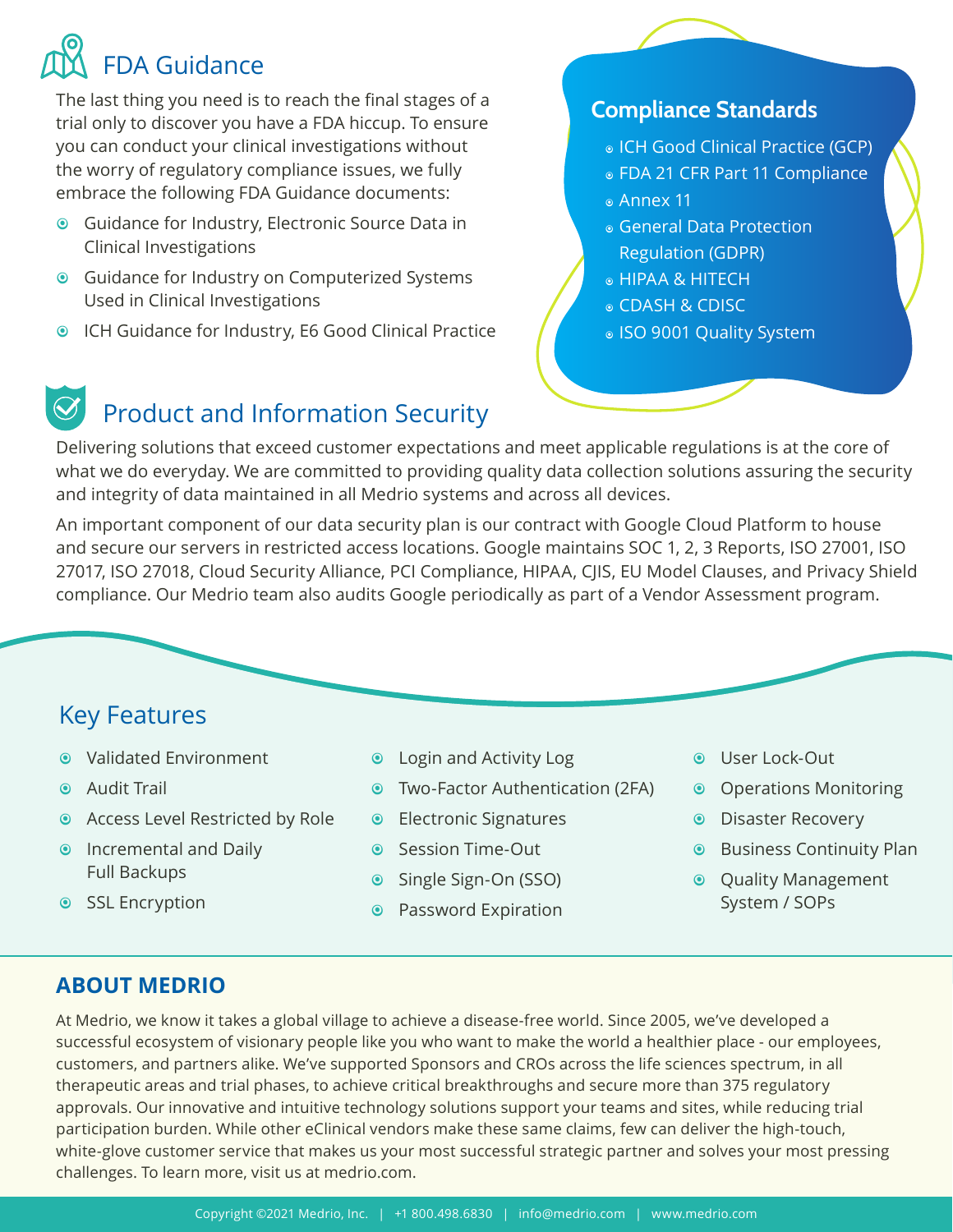## FDA Guidance

The last thing you need is to reach the final stages of a trial only to discover you have a FDA hiccup. To ensure you can conduct your clinical investigations without the worry of regulatory compliance issues, we fully embrace the following FDA Guidance documents:

- Guidance for Industry, Electronic Source Data in Clinical Investigations
- Guidance for Industry on Computerized Systems Used in Clinical Investigations
- ICH Guidance for Industry, E6 Good Clinical Practice

### Compliance Standards

- ICH Good Clinical Practice (GCP)
- FDA 21 CFR Part 11 Compliance
- Annex 11
- General Data Protection Regulation (GDPR)
- HIPAA & HITECH
- CDASH & CDISC
- ISO 9001 Quality System

## Product and Information Security

Delivering solutions that exceed customer expectations and meet applicable regulations is at the core of what we do everyday. We are committed to providing quality data collection solutions assuring the security and integrity of data maintained in all Medrio systems and across all devices.

An important component of our data security plan is our contract with Google Cloud Platform to house and secure our servers in restricted access locations. Google maintains SOC 1, 2, 3 Reports, ISO 27001, ISO 27017, ISO 27018, Cloud Security Alliance, PCI Compliance, HIPAA, CJIS, EU Model Clauses, and Privacy Shield compliance. Our Medrio team also audits Google periodically as part of a Vendor Assessment program.

## Key Features

- Validated Environment
- Audit Trail
- Access Level Restricted by Role
- Incremental and Daily Full Backups
- SSL Encryption
- Login and Activity Log
- Two-Factor Authentication (2FA)
- Electronic Signatures
- Session Time-Out
- Single Sign-On (SSO)
- Password Expiration
- User Lock-Out
- Operations Monitoring
- Disaster Recovery
- Business Continuity Plan
- Quality Management System / SOPs

## ABOUT MEDRIO

At Medrio, we know it takes a global village to achieve a disease-free world. Since 2005, we've developed a successful ecosystem of visionary people like you who want to make the world a healthier place - our employees, customers, and partners alike. We've supported Sponsors and CROs across the life sciences spectrum, in all therapeutic areas and trial phases, to achieve critical breakthroughs and secure more than 375 regulatory approvals. Our innovative and intuitive technology solutions support your teams and sites, while reducing trial participation burden. While other eClinical vendors make these same claims, few can deliver the high-touch, white-glove customer service that makes us your most successful strategic partner and solves your most pressing challenges. To learn more, visit us at medrio.com.

Copyright ©2021 Medrio, Inc. | +1 800.498.6830 | info@medrio.com | www.medrio.com